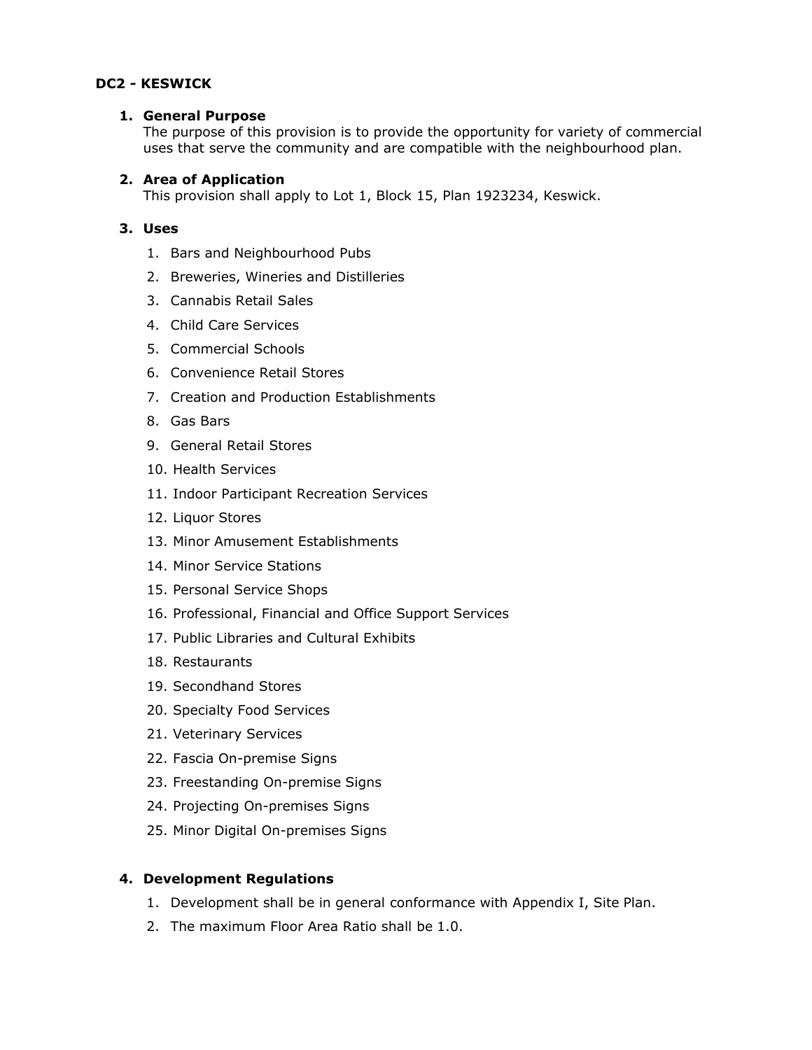**DC2 - KESWICK**

1. **General Purpose**
   The purpose of this provision is to provide the opportunity for variety of commercial uses that serve the community and are compatible with the neighbourhood plan.

2. **Area of Application**
   This provision shall apply to Lot 1, Block 15, Plan 1923234, Keswick.

3. **Uses**
   1. Bars and Neighbourhood Pubs
   2. Breweries, Wineries and Distilleries
   3. Cannabis Retail Sales
   4. Child Care Services
   5. Commercial Schools
   6. Convenience Retail Stores
   7. Creation and Production Establishments
   8. Gas Bars
   9. General Retail Stores
   10. Health Services
   11. Indoor Participant Recreation Services
   12. Liquor Stores
   13. Minor Amusement Establishments
   14. Minor Service Stations
   15. Personal Service Shops
   16. Professional, Financial and Office Support Services
   17. Public Libraries and Cultural Exhibits
   18. Restaurants
   19. Secondhand Stores
   20. Specialty Food Services
   21. Veterinary Services
   22. Fascia On-premise Signs
   23. Freestanding On-premise Signs
   24. Projecting On-premises Signs
   25. Minor Digital On-premises Signs

4. **Development Regulations**
   1. Development shall be in general conformance with Appendix I, Site Plan.
   2. The maximum Floor Area Ratio shall be 1.0.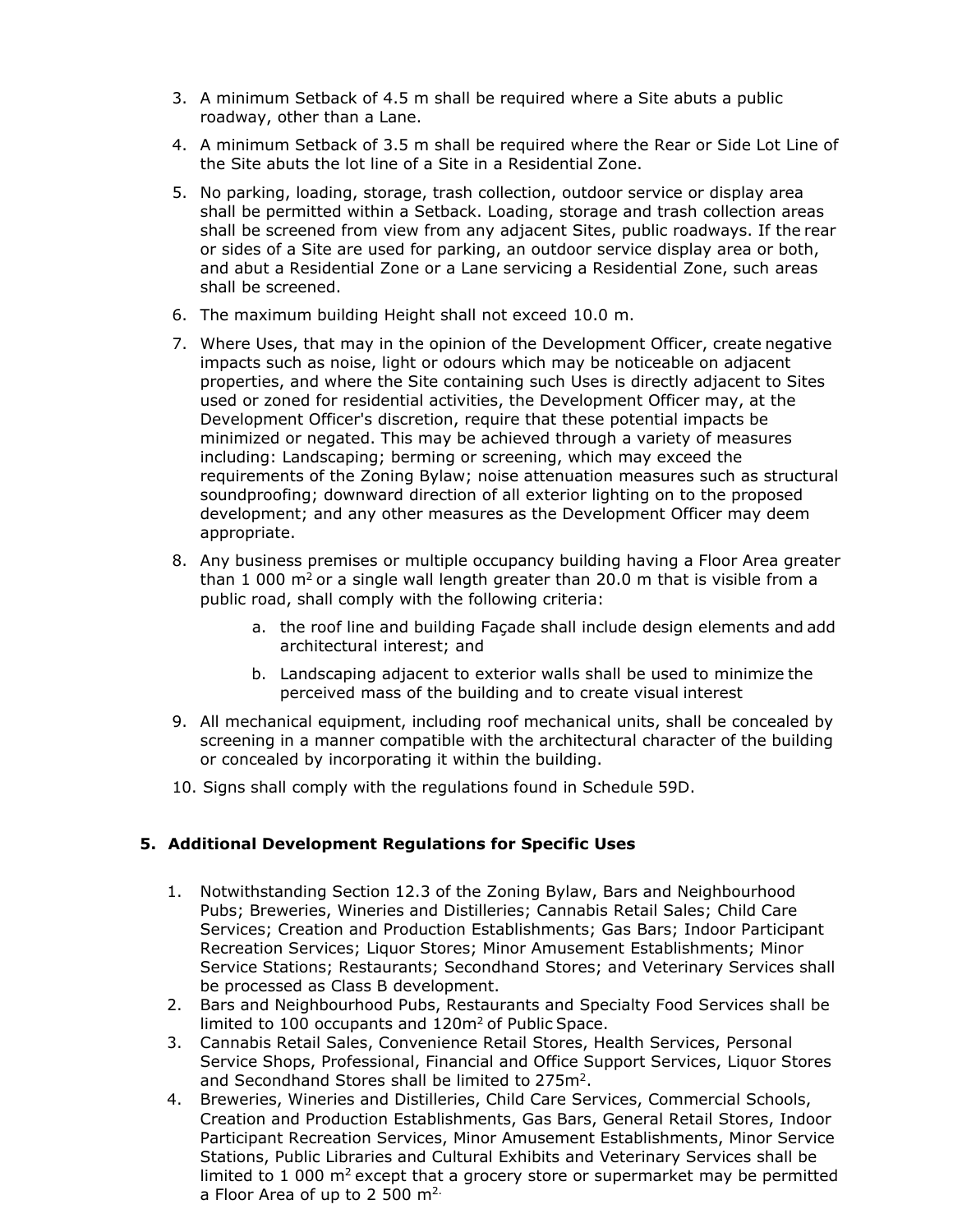3. A minimum Setback of 4.5 m shall be required where a Site abuts a public roadway, other than a Lane.
4. A minimum Setback of 3.5 m shall be required where the Rear or Side Lot Line of the Site abuts the lot line of a Site in a Residential Zone.
5. No parking, loading, storage, trash collection, outdoor service or display area shall be permitted within a Setback. Loading, storage and trash collection areas shall be screened from view from any adjacent Sites, public roadways. If the rear or sides of a Site are used for parking, an outdoor service display area or both, and abut a Residential Zone or a Lane servicing a Residential Zone, such areas shall be screened.
6. The maximum building Height shall not exceed 10.0 m.
7. Where Uses, that may in the opinion of the Development Officer, create negative impacts such as noise, light or odours which may be noticeable on adjacent properties, and where the Site containing such Uses is directly adjacent to Sites used or zoned for residential activities, the Development Officer may, at the Development Officer's discretion, require that these potential impacts be minimized or negated. This may be achieved through a variety of measures including: Landscaping; berming or screening, which may exceed the requirements of the Zoning Bylaw; noise attenuation measures such as structural soundproofing; downward direction of all exterior lighting on to the proposed development; and any other measures as the Development Officer may deem appropriate.
8. Any business premises or multiple occupancy building having a Floor Area greater than 1 000 $m^2$ or a single wall length greater than 20.0 m that is visible from a public road, shall comply with the following criteria:
    a. the roof line and building Façade shall include design elements and add architectural interest; and
    b. Landscaping adjacent to exterior walls shall be used to minimize the perceived mass of the building and to create visual interest
9. All mechanical equipment, including roof mechanical units, shall be concealed by screening in a manner compatible with the architectural character of the building or concealed by incorporating it within the building.
10. Signs shall comply with the regulations found in Schedule 59D.

**5. Additional Development Regulations for Specific Uses**

1. Notwithstanding Section 12.3 of the Zoning Bylaw, Bars and Neighbourhood Pubs; Breweries, Wineries and Distilleries; Cannabis Retail Sales; Child Care Services; Creation and Production Establishments; Gas Bars; Indoor Participant Recreation Services; Liquor Stores; Minor Amusement Establishments; Minor Service Stations; Restaurants; Secondhand Stores; and Veterinary Services shall be processed as Class B development.
2. Bars and Neighbourhood Pubs, Restaurants and Specialty Food Services shall be limited to 100 occupants and 120$m^2$ of Public Space.
3. Cannabis Retail Sales, Convenience Retail Stores, Health Services, Personal Service Shops, Professional, Financial and Office Support Services, Liquor Stores and Secondhand Stores shall be limited to 275$m^2$.
4. Breweries, Wineries and Distilleries, Child Care Services, Commercial Schools, Creation and Production Establishments, Gas Bars, General Retail Stores, Indoor Participant Recreation Services, Minor Amusement Establishments, Minor Service Stations, Public Libraries and Cultural Exhibits and Veterinary Services shall be limited to 1 000 $m^2$ except that a grocery store or supermarket may be permitted a Floor Area of up to 2 500 $m^2$.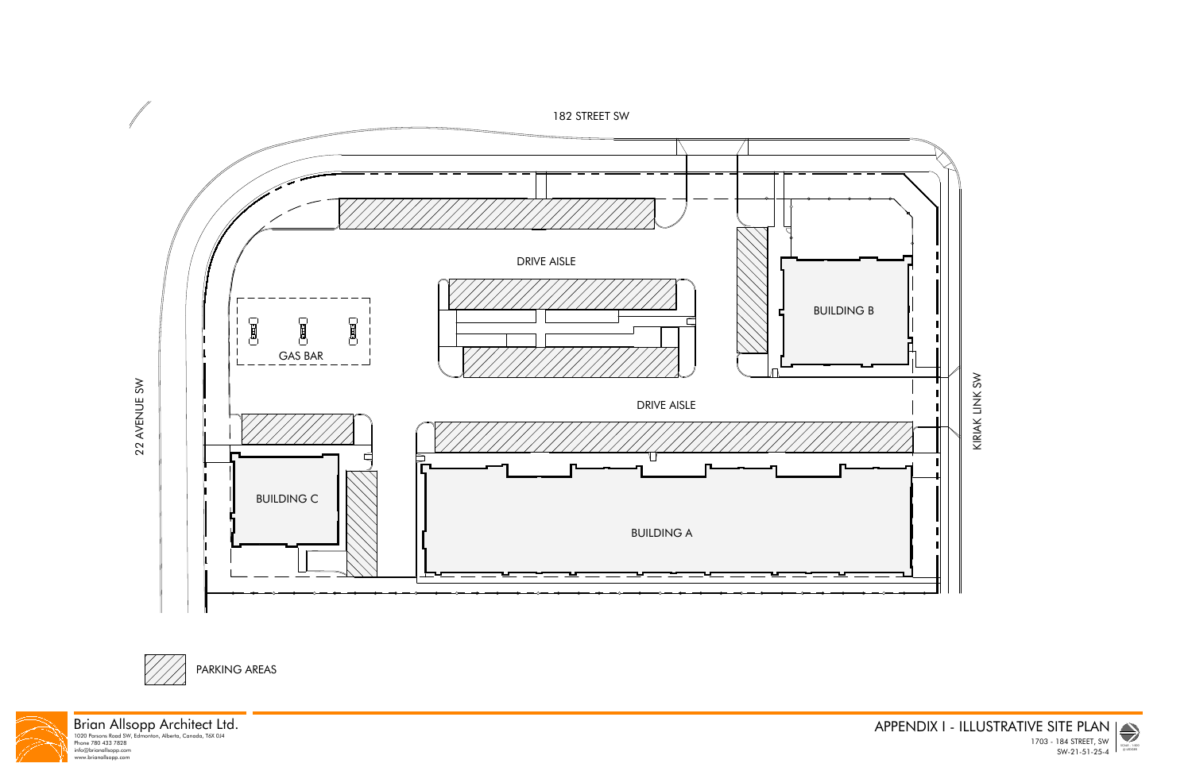182 STREET SW

22 AVENUE SW

KIRIAK LINK SW

DRIVE AISLE

GAS BAR

BUILDING B

DRIVE AISLE

BUILDING C

BUILDING A

PARKING AREAS

Brian Allsopp Architect Ltd.
1020 Parsons Road SW, Edmonton, Alberta, Canada, T6X 0J4
Phone 780 433 7828
info@brianallsopp.com
www.brianallsopp.com

APPENDIX I - ILLUSTRATIVE SITE PLAN
1703 - 184 STREET, SW
SW-21-51-25-4